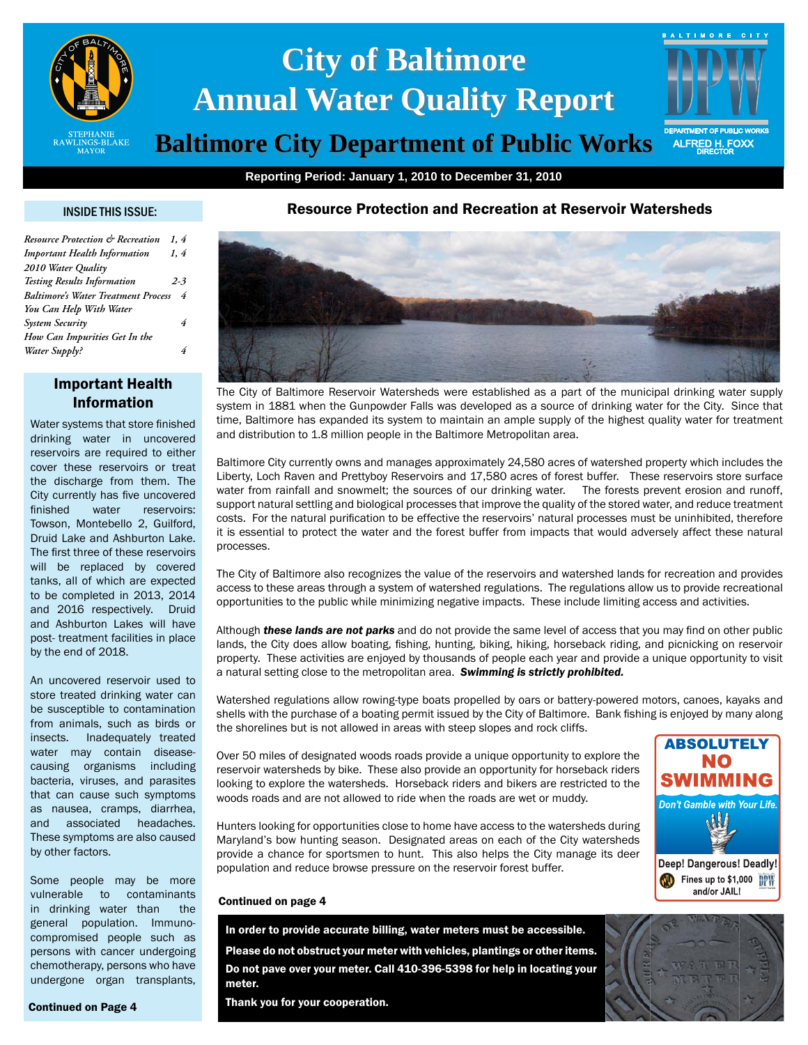# City of Baltimore Annual Water Quality Report

## Baltimore City Department of Public Works

STEPHANIE RAWLINGS-BLAKE
MAYOR

BALTIMORE CITY DPW
DEPARTMENT OF PUBLIC WORKS
ALFRED H. FOXX
DIRECTOR

**Reporting Period: January 1, 2010 to December 31, 2010**

### INSIDE THIS ISSUE:

| | |
|---|---|
| *Resource Protection & Recreation* | *1, 4* |
| *Important Health Information* | *1, 4* |
| *2010 Water Quality Testing Results Information* | *2-3* |
| *Baltimore's Water Treatment Process* | *4* |
| *You Can Help With Water System Security* | *4* |
| *How Can Impurities Get In the Water Supply?* | *4* |

### Important Health Information

Water systems that store finished drinking water in uncovered reservoirs are required to either cover these reservoirs or treat the discharge from them. The City currently has five uncovered finished water reservoirs: Towson, Montebello 2, Guilford, Druid Lake and Ashburton Lake. The first three of these reservoirs will be replaced by covered tanks, all of which are expected to be completed in 2013, 2014 and 2016 respectively. Druid and Ashburton Lakes will have post- treatment facilities in place by the end of 2018.

An uncovered reservoir used to store treated drinking water can be susceptible to contamination from animals, such as birds or insects. Inadequately treated water may contain disease-causing organisms including bacteria, viruses, and parasites that can cause such symptoms as nausea, cramps, diarrhea, and associated headaches. These symptoms are also caused by other factors.

Some people may be more vulnerable to contaminants in drinking water than the general population. Immuno-compromised people such as persons with cancer undergoing chemotherapy, persons who have undergone organ transplants,

**Continued on Page 4**

### Resource Protection and Recreation at Reservoir Watersheds

The City of Baltimore Reservoir Watersheds were established as a part of the municipal drinking water supply system in 1881 when the Gunpowder Falls was developed as a source of drinking water for the City. Since that time, Baltimore has expanded its system to maintain an ample supply of the highest quality water for treatment and distribution to 1.8 million people in the Baltimore Metropolitan area.

Baltimore City currently owns and manages approximately 24,580 acres of watershed property which includes the Liberty, Loch Raven and Prettyboy Reservoirs and 17,580 acres of forest buffer. These reservoirs store surface water from rainfall and snowmelt; the sources of our drinking water. The forests prevent erosion and runoff, support natural settling and biological processes that improve the quality of the stored water, and reduce treatment costs. For the natural purification to be effective the reservoirs' natural processes must be uninhibited, therefore it is essential to protect the water and the forest buffer from impacts that would adversely affect these natural processes.

The City of Baltimore also recognizes the value of the reservoirs and watershed lands for recreation and provides access to these areas through a system of watershed regulations. The regulations allow us to provide recreational opportunities to the public while minimizing negative impacts. These include limiting access and activities.

Although ***these lands are not parks*** and do not provide the same level of access that you may find on other public lands, the City does allow boating, fishing, hunting, biking, hiking, horseback riding, and picnicking on reservoir property. These activities are enjoyed by thousands of people each year and provide a unique opportunity to visit a natural setting close to the metropolitan area. ***Swimming is strictly prohibited.***

Watershed regulations allow rowing-type boats propelled by oars or battery-powered motors, canoes, kayaks and shells with the purchase of a boating permit issued by the City of Baltimore. Bank fishing is enjoyed by many along the shorelines but is not allowed in areas with steep slopes and rock cliffs.

Over 50 miles of designated woods roads provide a unique opportunity to explore the reservoir watersheds by bike. These also provide an opportunity for horseback riders looking to explore the watersheds. Horseback riders and bikers are restricted to the woods roads and are not allowed to ride when the roads are wet or muddy.

Hunters looking for opportunities close to home have access to the watersheds during Maryland's bow hunting season. Designated areas on each of the City watersheds provide a chance for sportsmen to hunt. This also helps the City manage its deer population and reduce browse pressure on the reservoir forest buffer.

**ABSOLUTELY NO SWIMMING**
*Don't Gamble with Your Life.*
**Deep! Dangerous! Deadly!**
**Fines up to $1,000 and/or JAIL!**

**Continued on page 4**

**In order to provide accurate billing, water meters must be accessible.**

**Please do not obstruct your meter with vehicles, plantings or other items.**

**Do not pave over your meter. Call 410-396-5398 for help in locating your meter.**

**Thank you for your cooperation.**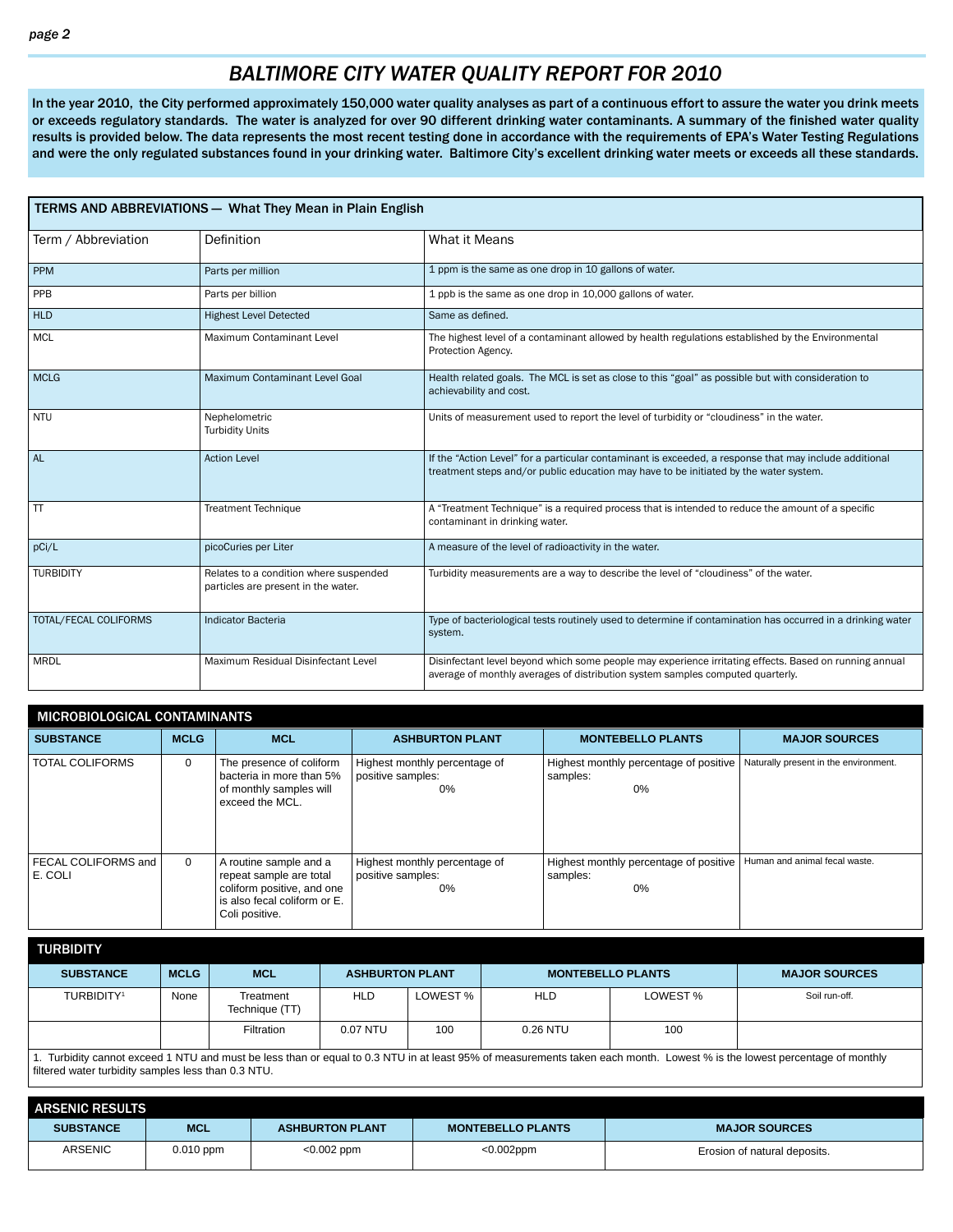# BALTIMORE CITY WATER QUALITY REPORT FOR 2010

**In the year 2010, the City performed approximately 150,000 water quality analyses as part of a continuous effort to assure the water you drink meets or exceeds regulatory standards. The water is analyzed for over 90 different drinking water contaminants. A summary of the finished water quality results is provided below. The data represents the most recent testing done in accordance with the requirements of EPA's Water Testing Regulations and were the only regulated substances found in your drinking water. Baltimore City's excellent drinking water meets or exceeds all these standards.**

**TERMS AND ABBREVIATIONS — What They Mean in Plain English**

| Term / Abbreviation | Definition | What it Means |
|---|---|---|
| PPM | Parts per million | 1 ppm is the same as one drop in 10 gallons of water. |
| PPB | Parts per billion | 1 ppb is the same as one drop in 10,000 gallons of water. |
| HLD | Highest Level Detected | Same as defined. |
| MCL | Maximum Contaminant Level | The highest level of a contaminant allowed by health regulations established by the Environmental Protection Agency. |
| MCLG | Maximum Contaminant Level Goal | Health related goals. The MCL is set as close to this "goal" as possible but with consideration to achievability and cost. |
| NTU | Nephelometric Turbidity Units | Units of measurement used to report the level of turbidity or "cloudiness" in the water. |
| AL | Action Level | If the "Action Level" for a particular contaminant is exceeded, a response that may include additional treatment steps and/or public education may have to be initiated by the water system. |
| TT | Treatment Technique | A "Treatment Technique" is a required process that is intended to reduce the amount of a specific contaminant in drinking water. |
| pCi/L | picoCuries per Liter | A measure of the level of radioactivity in the water. |
| TURBIDITY | Relates to a condition where suspended particles are present in the water. | Turbidity measurements are a way to describe the level of "cloudiness" of the water. |
| TOTAL/FECAL COLIFORMS | Indicator Bacteria | Type of bacteriological tests routinely used to determine if contamination has occurred in a drinking water system. |
| MRDL | Maximum Residual Disinfectant Level | Disinfectant level beyond which some people may experience irritating effects. Based on running annual average of monthly averages of distribution system samples computed quarterly. |

**MICROBIOLOGICAL CONTAMINANTS**

| SUBSTANCE | MCLG | MCL | ASHBURTON PLANT | MONTEBELLO PLANTS | MAJOR SOURCES |
|---|---|---|---|---|---|
| TOTAL COLIFORMS | 0 | The presence of coliform bacteria in more than 5% of monthly samples will exceed the MCL. | Highest monthly percentage of positive samples: 0% | Highest monthly percentage of positive samples: 0% | Naturally present in the environment. |
| FECAL COLIFORMS and E. COLI | 0 | A routine sample and a repeat sample are total coliform positive, and one is also fecal coliform or E. Coli positive. | Highest monthly percentage of positive samples: 0% | Highest monthly percentage of positive samples: 0% | Human and animal fecal waste. |

**TURBIDITY**

| SUBSTANCE | MCLG | MCL | ASHBURTON PLANT | | MONTEBELLO PLANTS | | MAJOR SOURCES |
|---|---|---|---|---|---|---|---|
| TURBIDITY[1] | None | Treatment Technique (TT) | HLD | LOWEST % | HLD | LOWEST % | Soil run-off. |
| | | Filtration | 0.07 NTU | 100 | 0.26 NTU | 100 | |

1. Turbidity cannot exceed 1 NTU and must be less than or equal to 0.3 NTU in at least 95% of measurements taken each month. Lowest % is the lowest percentage of monthly filtered water turbidity samples less than 0.3 NTU.

**ARSENIC RESULTS**

| SUBSTANCE | MCL | ASHBURTON PLANT | MONTEBELLO PLANTS | MAJOR SOURCES |
|---|---|---|---|---|
| ARSENIC | 0.010 ppm | <0.002 ppm | <0.002ppm | Erosion of natural deposits. |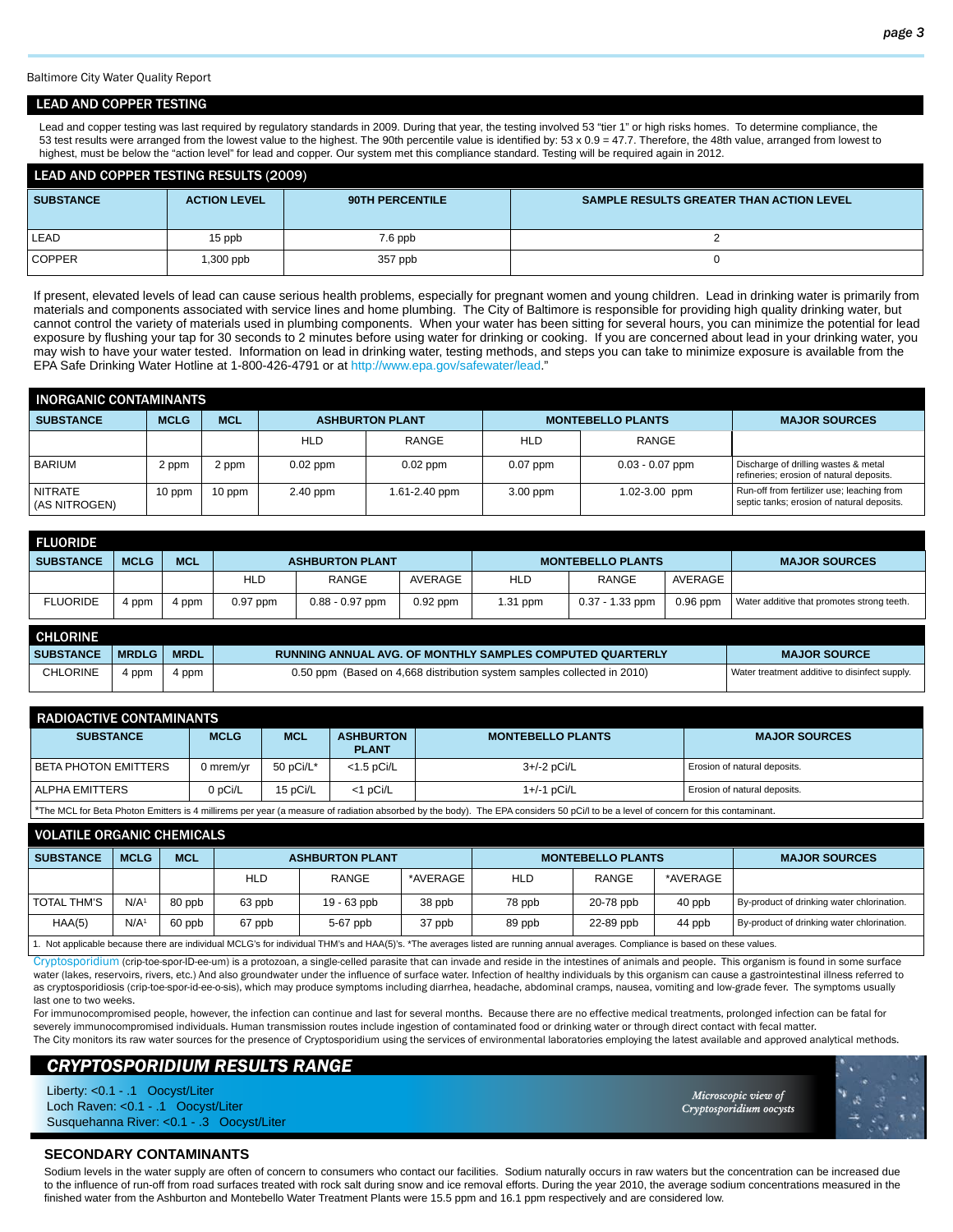Baltimore City Water Quality Report

## LEAD AND COPPER TESTING

Lead and copper testing was last required by regulatory standards in 2009. During that year, the testing involved 53 "tier 1" or high risks homes. To determine compliance, the 53 test results were arranged from the lowest value to the highest. The 90th percentile value is identified by: 53 x 0.9 = 47.7. Therefore, the 48th value, arranged from lowest to highest, must be below the "action level" for lead and copper. Our system met this compliance standard. Testing will be required again in 2012.

### LEAD AND COPPER TESTING RESULTS (2009)

| SUBSTANCE | ACTION LEVEL | 90TH PERCENTILE | SAMPLE RESULTS GREATER THAN ACTION LEVEL |
|---|---|---|---|
| LEAD | 15 ppb | 7.6 ppb | 2 |
| COPPER | 1,300 ppb | 357 ppb | 0 |

If present, elevated levels of lead can cause serious health problems, especially for pregnant women and young children. Lead in drinking water is primarily from materials and components associated with service lines and home plumbing. The City of Baltimore is responsible for providing high quality drinking water, but cannot control the variety of materials used in plumbing components. When your water has been sitting for several hours, you can minimize the potential for lead exposure by flushing your tap for 30 seconds to 2 minutes before using water for drinking or cooking. If you are concerned about lead in your drinking water, you may wish to have your water tested. Information on lead in drinking water, testing methods, and steps you can take to minimize exposure is available from the EPA Safe Drinking Water Hotline at 1-800-426-4791 or at http://www.epa.gov/safewater/lead."

### INORGANIC CONTAMINANTS

| SUBSTANCE | MCLG | MCL | ASHBURTON PLANT | | MONTEBELLO PLANTS | | MAJOR SOURCES |
|---|---|---|---|---|---|---|---|
| | | | HLD | RANGE | HLD | RANGE | |
| BARIUM | 2 ppm | 2 ppm | 0.02 ppm | 0.02 ppm | 0.07 ppm | 0.03 - 0.07 ppm | Discharge of drilling wastes & metal refineries; erosion of natural deposits. |
| NITRATE (AS NITROGEN) | 10 ppm | 10 ppm | 2.40 ppm | 1.61-2.40 ppm | 3.00 ppm | 1.02-3.00 ppm | Run-off from fertilizer use; leaching from septic tanks; erosion of natural deposits. |

### FLUORIDE

| SUBSTANCE | MCLG | MCL | ASHBURTON PLANT | | | MONTEBELLO PLANTS | | | MAJOR SOURCES |
|---|---|---|---|---|---|---|---|---|---|
| | | | HLD | RANGE | AVERAGE | HLD | RANGE | AVERAGE | |
| FLUORIDE | 4 ppm | 4 ppm | 0.97 ppm | 0.88 - 0.97 ppm | 0.92 ppm | 1.31 ppm | 0.37 - 1.33 ppm | 0.96 ppm | Water additive that promotes strong teeth. |

### CHLORINE

| SUBSTANCE | MRDLG | MRDL | RUNNING ANNUAL AVG. OF MONTHLY SAMPLES COMPUTED QUARTERLY | MAJOR SOURCE |
|---|---|---|---|---|
| CHLORINE | 4 ppm | 4 ppm | 0.50 ppm (Based on 4,668 distribution system samples collected in 2010) | Water treatment additive to disinfect supply. |

### RADIOACTIVE CONTAMINANTS

| SUBSTANCE | MCLG | MCL | ASHBURTON PLANT | MONTEBELLO PLANTS | MAJOR SOURCES |
|---|---|---|---|---|---|
| BETA PHOTON EMITTERS | 0 mrem/yr | 50 pCi/L* | <1.5 pCi/L | 3+/-2 pCi/L | Erosion of natural deposits. |
| ALPHA EMITTERS | 0 pCi/L | 15 pCi/L | <1 pCi/L | 1+/-1 pCi/L | Erosion of natural deposits. |

*The MCL for Beta Photon Emitters is 4 millirems per year (a measure of radiation absorbed by the body). The EPA considers 50 pCi/l to be a level of concern for this contaminant.

### VOLATILE ORGANIC CHEMICALS

| SUBSTANCE | MCLG | MCL | ASHBURTON PLANT | | | MONTEBELLO PLANTS | | | MAJOR SOURCES |
|---|---|---|---|---|---|---|---|---|---|
| | | | HLD | RANGE | *AVERAGE | HLD | RANGE | *AVERAGE | |
| TOTAL THM'S | N/A[1] | 80 ppb | 63 ppb | 19 - 63 ppb | 38 ppb | 78 ppb | 20-78 ppb | 40 ppb | By-product of drinking water chlorination. |
| HAA(5) | N/A[1] | 60 ppb | 67 ppb | 5-67 ppb | 37 ppb | 89 ppb | 22-89 ppb | 44 ppb | By-product of drinking water chlorination. |

1. Not applicable because there are individual MCLG's for individual THM's and HAA(5)'s. *The averages listed are running annual averages. Compliance is based on these values.

Cryptosporidium (crip-toe-spor-ID-ee-um) is a protozoan, a single-celled parasite that can invade and reside in the intestines of animals and people. This organism is found in some surface water (lakes, reservoirs, rivers, etc.) And also groundwater under the influence of surface water. Infection of healthy individuals by this organism can cause a gastrointestinal illness referred to as cryptosporidiosis (crip-toe-spor-id-ee-o-sis), which may produce symptoms including diarrhea, headache, abdominal cramps, nausea, vomiting and low-grade fever. The symptoms usually last one to two weeks.

For immunocompromised people, however, the infection can continue and last for several months. Because there are no effective medical treatments, prolonged infection can be fatal for severely immunocompromised individuals. Human transmission routes include ingestion of contaminated food or drinking water or through direct contact with fecal matter.

The City monitors its raw water sources for the presence of Cryptosporidium using the services of environmental laboratories employing the latest available and approved analytical methods.

### *CRYPTOSPORIDIUM RESULTS RANGE*

Liberty: <0.1 - .1 Oocyst/Liter
Loch Raven: <0.1 - .1 Oocyst/Liter
Susquehanna River: <0.1 - .3 Oocyst/Liter

*Microscopic view of Cryptosporidium oocysts*

## SECONDARY CONTAMINANTS

Sodium levels in the water supply are often of concern to consumers who contact our facilities. Sodium naturally occurs in raw waters but the concentration can be increased due to the influence of run-off from road surfaces treated with rock salt during snow and ice removal efforts. During the year 2010, the average sodium concentrations measured in the finished water from the Ashburton and Montebello Water Treatment Plants were 15.5 ppm and 16.1 ppm respectively and are considered low.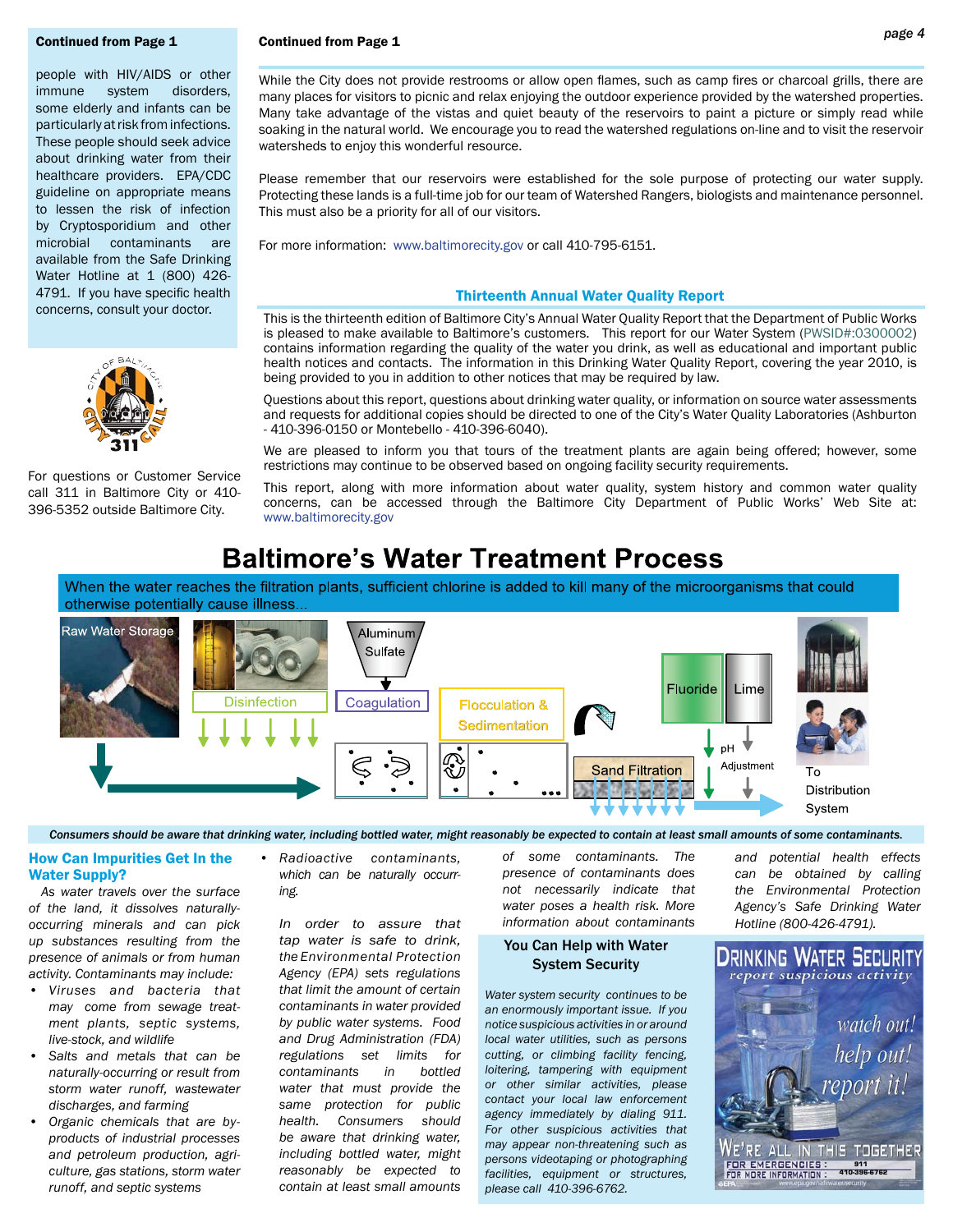**Continued from Page 1**

people with HIV/AIDS or other immune system disorders, some elderly and infants can be particularly at risk from infections. These people should seek advice about drinking water from their healthcare providers. EPA/CDC guideline on appropriate means to lessen the risk of infection by Cryptosporidium and other microbial contaminants are available from the Safe Drinking Water Hotline at 1 (800) 426-4791. If you have specific health concerns, consult your doctor.

For questions or Customer Service call 311 in Baltimore City or 410-396-5352 outside Baltimore City.

**Continued from Page 1**

While the City does not provide restrooms or allow open flames, such as camp fires or charcoal grills, there are many places for visitors to picnic and relax enjoying the outdoor experience provided by the watershed properties. Many take advantage of the vistas and quiet beauty of the reservoirs to paint a picture or simply read while soaking in the natural world. We encourage you to read the watershed regulations on-line and to visit the reservoir watersheds to enjoy this wonderful resource.

Please remember that our reservoirs were established for the sole purpose of protecting our water supply. Protecting these lands is a full-time job for our team of Watershed Rangers, biologists and maintenance personnel. This must also be a priority for all of our visitors.

For more information: www.baltimorecity.gov or call 410-795-6151.

## Thirteenth Annual Water Quality Report

This is the thirteenth edition of Baltimore City's Annual Water Quality Report that the Department of Public Works is pleased to make available to Baltimore's customers. This report for our Water System (PWSID#:0300002) contains information regarding the quality of the water you drink, as well as educational and important public health notices and contacts. The information in this Drinking Water Quality Report, covering the year 2010, is being provided to you in addition to other notices that may be required by law.

Questions about this report, questions about drinking water quality, or information on source water assessments and requests for additional copies should be directed to one of the City's Water Quality Laboratories (Ashburton - 410-396-0150 or Montebello - 410-396-6040).

We are pleased to inform you that tours of the treatment plants are again being offered; however, some restrictions may continue to be observed based on ongoing facility security requirements.

This report, along with more information about water quality, system history and common water quality concerns, can be accessed through the Baltimore City Department of Public Works' Web Site at: www.baltimorecity.gov

# Baltimore's Water Treatment Process

When the water reaches the filtration plants, sufficient chlorine is added to kill many of the microorganisms that could otherwise potentially cause illness...

Raw Water Storage
Disinfection
Aluminum Sulfate
Coagulation
Flocculation & Sedimentation
Sand Filtration
Fluoride
Lime
pH Adjustment
To Distribution System

***Consumers should be aware that drinking water, including bottled water, might reasonably be expected to contain at least small amounts of some contaminants.***

## How Can Impurities Get In the Water Supply?

*As water travels over the surface of the land, it dissolves naturally-occurring minerals and can pick up substances resulting from the presence of animals or from human activity. Contaminants may include:*

- *Viruses and bacteria that may come from sewage treatment plants, septic systems, live-stock, and wildlife*
- *Salts and metals that can be naturally-occurring or result from storm water runoff, wastewater discharges, and farming*
- *Organic chemicals that are by-products of industrial processes and petroleum production, agriculture, gas stations, storm water runoff, and septic systems*
- *Radioactive contaminants, which can be naturally occurring.*

*In order to assure that tap water is safe to drink, the Environmental Protection Agency (EPA) sets regulations that limit the amount of certain contaminants in water provided by public water systems. Food and Drug Administration (FDA) regulations set limits for contaminants in bottled water that must provide the same protection for public health. Consumers should be aware that drinking water, including bottled water, might reasonably be expected to contain at least small amounts of some contaminants. The presence of contaminants does not necessarily indicate that water poses a health risk. More information about contaminants and potential health effects can be obtained by calling the Environmental Protection Agency's Safe Drinking Water Hotline (800-426-4791).*

## You Can Help with Water System Security

*Water system security continues to be an enormously important issue. If you notice suspicious activities in or around local water utilities, such as persons cutting, or climbing facility fencing, loitering, tampering with equipment or other similar activities, please contact your local law enforcement agency immediately by dialing 911. For other suspicious activities that may appear non-threatening such as persons videotaping or photographing facilities, equipment or structures, please call 410-396-6762.*

DRINKING WATER SECURITY
report suspicious activity
watch out! help out! report it!
WE'RE ALL IN THIS TOGETHER
FOR EMERGENCIES: 911
FOR MORE INFORMATION: 410-396-6762